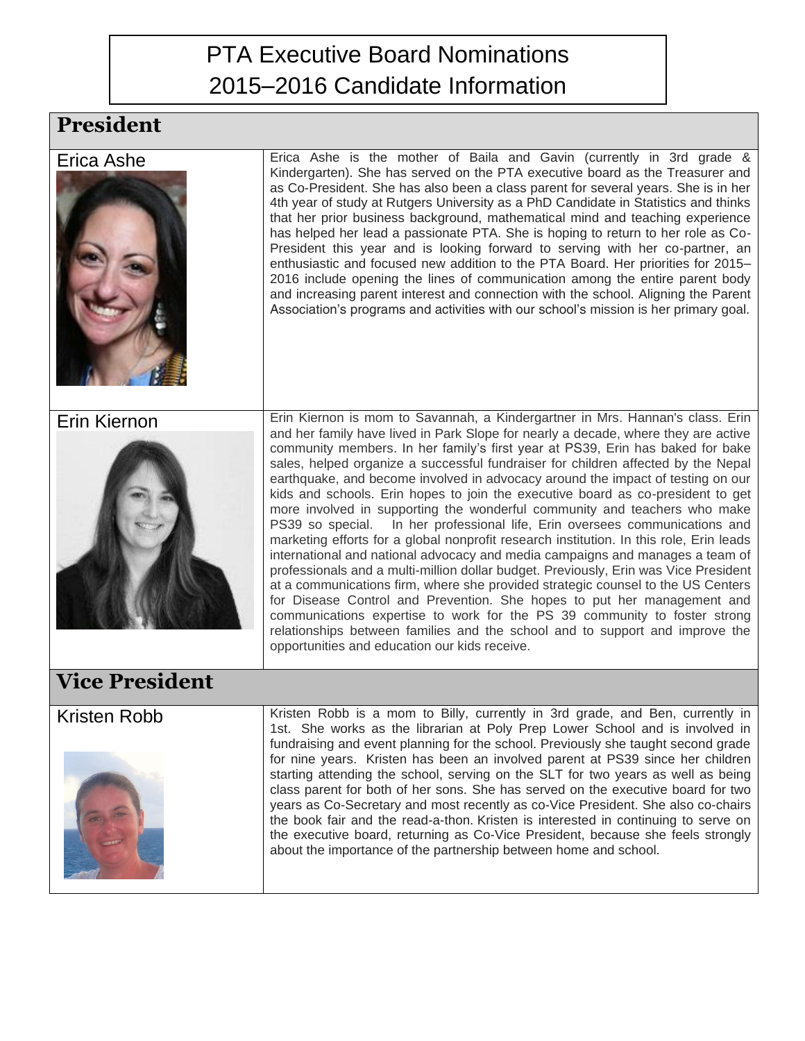# PTA Executive Board Nominations
# 2015–2016 Candidate Information

## President

### Erica Ashe

Erica Ashe is the mother of Baila and Gavin (currently in 3rd grade & Kindergarten). She has served on the PTA executive board as the Treasurer and as Co-President. She has also been a class parent for several years. She is in her 4th year of study at Rutgers University as a PhD Candidate in Statistics and thinks that her prior business background, mathematical mind and teaching experience has helped her lead a passionate PTA. She is hoping to return to her role as Co-President this year and is looking forward to serving with her co-partner, an enthusiastic and focused new addition to the PTA Board. Her priorities for 2015–2016 include opening the lines of communication among the entire parent body and increasing parent interest and connection with the school. Aligning the Parent Association's programs and activities with our school's mission is her primary goal.

### Erin Kiernon

Erin Kiernon is mom to Savannah, a Kindergartner in Mrs. Hannan's class. Erin and her family have lived in Park Slope for nearly a decade, where they are active community members. In her family's first year at PS39, Erin has baked for bake sales, helped organize a successful fundraiser for children affected by the Nepal earthquake, and become involved in advocacy around the impact of testing on our kids and schools. Erin hopes to join the executive board as co-president to get more involved in supporting the wonderful community and teachers who make PS39 so special. In her professional life, Erin oversees communications and marketing efforts for a global nonprofit research institution. In this role, Erin leads international and national advocacy and media campaigns and manages a team of professionals and a multi-million dollar budget. Previously, Erin was Vice President at a communications firm, where she provided strategic counsel to the US Centers for Disease Control and Prevention. She hopes to put her management and communications expertise to work for the PS 39 community to foster strong relationships between families and the school and to support and improve the opportunities and education our kids receive.

## Vice President

### Kristen Robb

Kristen Robb is a mom to Billy, currently in 3rd grade, and Ben, currently in 1st. She works as the librarian at Poly Prep Lower School and is involved in fundraising and event planning for the school. Previously she taught second grade for nine years. Kristen has been an involved parent at PS39 since her children starting attending the school, serving on the SLT for two years as well as being class parent for both of her sons. She has served on the executive board for two years as Co-Secretary and most recently as co-Vice President. She also co-chairs the book fair and the read-a-thon. Kristen is interested in continuing to serve on the executive board, returning as Co-Vice President, because she feels strongly about the importance of the partnership between home and school.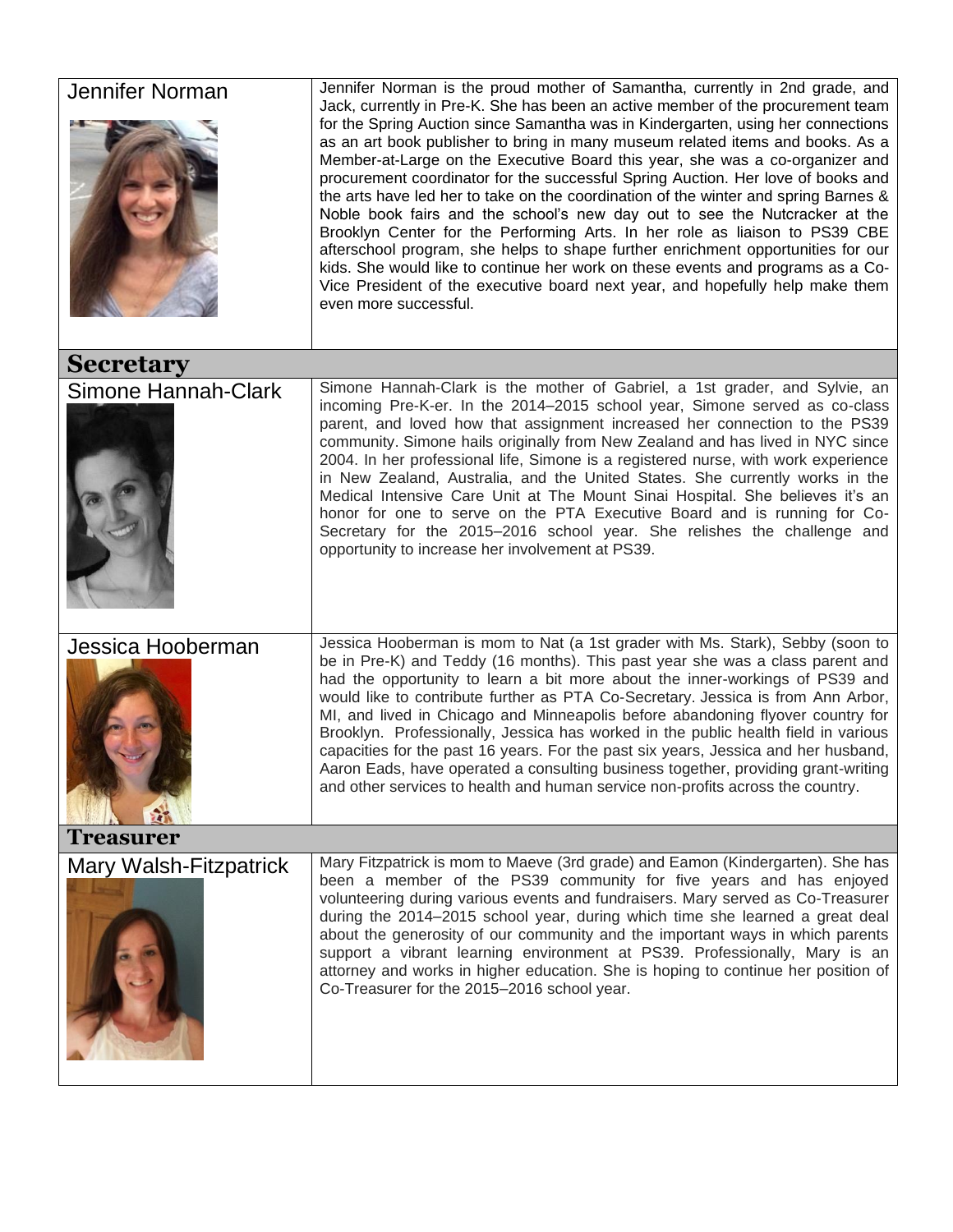| | |
|---|---|
| Jennifer Norman | Jennifer Norman is the proud mother of Samantha, currently in 2nd grade, and Jack, currently in Pre-K. She has been an active member of the procurement team for the Spring Auction since Samantha was in Kindergarten, using her connections as an art book publisher to bring in many museum related items and books. As a Member-at-Large on the Executive Board this year, she was a co-organizer and procurement coordinator for the successful Spring Auction. Her love of books and the arts have led her to take on the coordination of the winter and spring Barnes & Noble book fairs and the school's new day out to see the Nutcracker at the Brooklyn Center for the Performing Arts. In her role as liaison to PS39 CBE afterschool program, she helps to shape further enrichment opportunities for our kids. She would like to continue her work on these events and programs as a Co-Vice President of the executive board next year, and hopefully help make them even more successful. |
| **Secretary** | |
| Simone Hannah-Clark | Simone Hannah-Clark is the mother of Gabriel, a 1st grader, and Sylvie, an incoming Pre-K-er. In the 2014–2015 school year, Simone served as co-class parent, and loved how that assignment increased her connection to the PS39 community. Simone hails originally from New Zealand and has lived in NYC since 2004. In her professional life, Simone is a registered nurse, with work experience in New Zealand, Australia, and the United States. She currently works in the Medical Intensive Care Unit at The Mount Sinai Hospital. She believes it's an honor for one to serve on the PTA Executive Board and is running for Co-Secretary for the 2015–2016 school year. She relishes the challenge and opportunity to increase her involvement at PS39. |
| Jessica Hooberman | Jessica Hooberman is mom to Nat (a 1st grader with Ms. Stark), Sebby (soon to be in Pre-K) and Teddy (16 months). This past year she was a class parent and had the opportunity to learn a bit more about the inner-workings of PS39 and would like to contribute further as PTA Co-Secretary. Jessica is from Ann Arbor, MI, and lived in Chicago and Minneapolis before abandoning flyover country for Brooklyn. Professionally, Jessica has worked in the public health field in various capacities for the past 16 years. For the past six years, Jessica and her husband, Aaron Eads, have operated a consulting business together, providing grant-writing and other services to health and human service non-profits across the country. |
| **Treasurer** | |
| Mary Walsh-Fitzpatrick | Mary Fitzpatrick is mom to Maeve (3rd grade) and Eamon (Kindergarten). She has been a member of the PS39 community for five years and has enjoyed volunteering during various events and fundraisers. Mary served as Co-Treasurer during the 2014–2015 school year, during which time she learned a great deal about the generosity of our community and the important ways in which parents support a vibrant learning environment at PS39. Professionally, Mary is an attorney and works in higher education. She is hoping to continue her position of Co-Treasurer for the 2015–2016 school year. |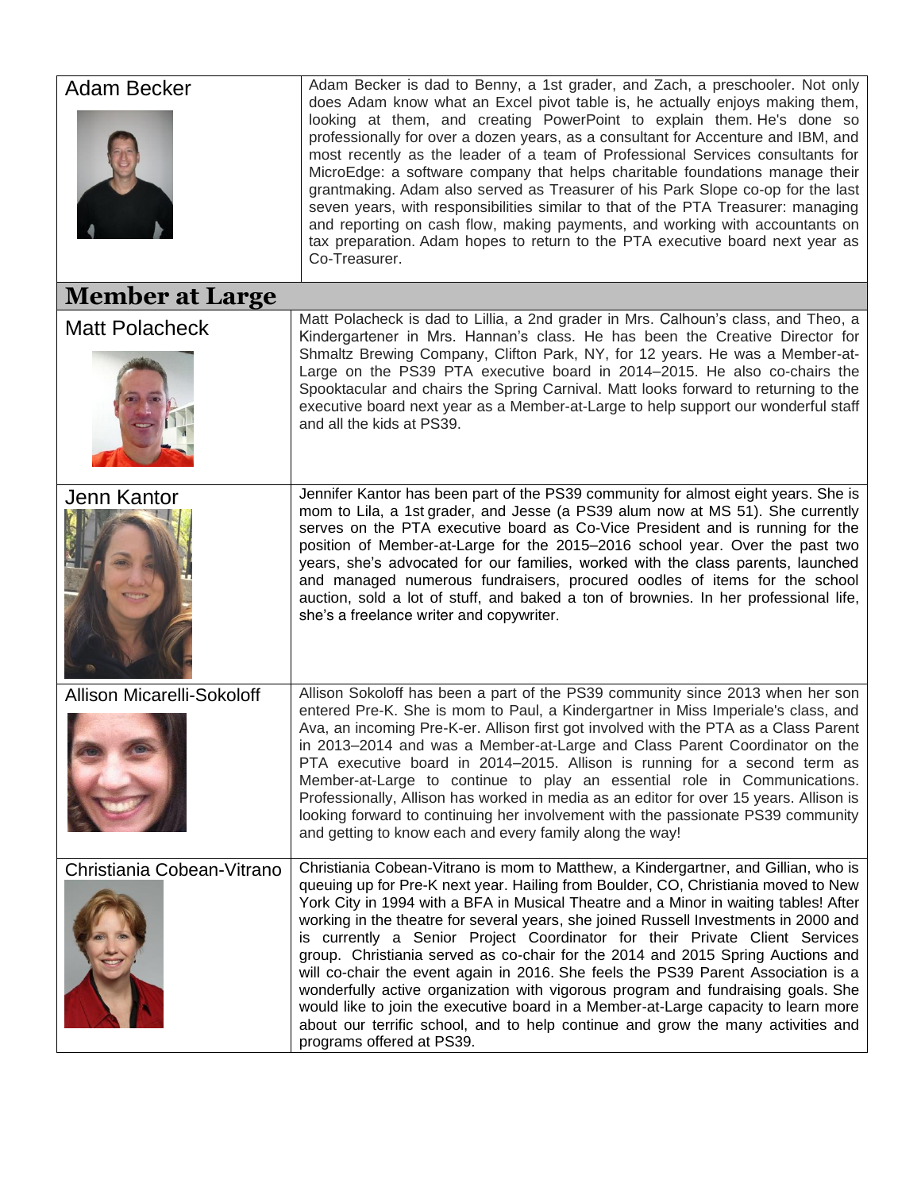| | |
|---|---|
| Adam Becker | Adam Becker is dad to Benny, a 1st grader, and Zach, a preschooler. Not only does Adam know what an Excel pivot table is, he actually enjoys making them, looking at them, and creating PowerPoint to explain them. He's done so professionally for over a dozen years, as a consultant for Accenture and IBM, and most recently as the leader of a team of Professional Services consultants for MicroEdge: a software company that helps charitable foundations manage their grantmaking. Adam also served as Treasurer of his Park Slope co-op for the last seven years, with responsibilities similar to that of the PTA Treasurer: managing and reporting on cash flow, making payments, and working with accountants on tax preparation. Adam hopes to return to the PTA executive board next year as Co-Treasurer. |

## Member at Large

| | |
|---|---|
| Matt Polacheck | Matt Polacheck is dad to Lillia, a 2nd grader in Mrs. Calhoun's class, and Theo, a Kindergartener in Mrs. Hannan's class. He has been the Creative Director for Shmaltz Brewing Company, Clifton Park, NY, for 12 years. He was a Member-at-Large on the PS39 PTA executive board in 2014–2015. He also co-chairs the Spooktacular and chairs the Spring Carnival. Matt looks forward to returning to the executive board next year as a Member-at-Large to help support our wonderful staff and all the kids at PS39. |
| Jenn Kantor | Jennifer Kantor has been part of the PS39 community for almost eight years. She is mom to Lila, a 1st grader, and Jesse (a PS39 alum now at MS 51). She currently serves on the PTA executive board as Co-Vice President and is running for the position of Member-at-Large for the 2015–2016 school year. Over the past two years, she's advocated for our families, worked with the class parents, launched and managed numerous fundraisers, procured oodles of items for the school auction, sold a lot of stuff, and baked a ton of brownies. In her professional life, she's a freelance writer and copywriter. |
| Allison Micarelli-Sokoloff | Allison Sokoloff has been a part of the PS39 community since 2013 when her son entered Pre-K. She is mom to Paul, a Kindergartner in Miss Imperiale's class, and Ava, an incoming Pre-K-er. Allison first got involved with the PTA as a Class Parent in 2013–2014 and was a Member-at-Large and Class Parent Coordinator on the PTA executive board in 2014–2015. Allison is running for a second term as Member-at-Large to continue to play an essential role in Communications. Professionally, Allison has worked in media as an editor for over 15 years. Allison is looking forward to continuing her involvement with the passionate PS39 community and getting to know each and every family along the way! |
| Christiania Cobean-Vitrano | Christiania Cobean-Vitrano is mom to Matthew, a Kindergartner, and Gillian, who is queuing up for Pre-K next year. Hailing from Boulder, CO, Christiania moved to New York City in 1994 with a BFA in Musical Theatre and a Minor in waiting tables! After working in the theatre for several years, she joined Russell Investments in 2000 and is currently a Senior Project Coordinator for their Private Client Services group. Christiania served as co-chair for the 2014 and 2015 Spring Auctions and will co-chair the event again in 2016. She feels the PS39 Parent Association is a wonderfully active organization with vigorous program and fundraising goals. She would like to join the executive board in a Member-at-Large capacity to learn more about our terrific school, and to help continue and grow the many activities and programs offered at PS39. |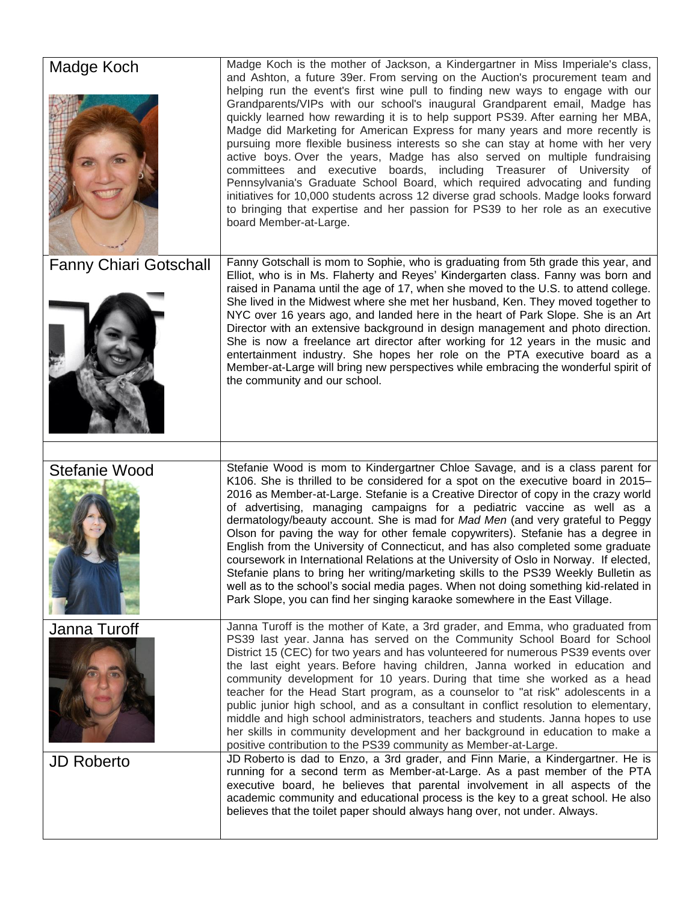| | |
|---|---|
| Madge Koch | Madge Koch is the mother of Jackson, a Kindergartner in Miss Imperiale's class, and Ashton, a future 39er. From serving on the Auction's procurement team and helping run the event's first wine pull to finding new ways to engage with our Grandparents/VIPs with our school's inaugural Grandparent email, Madge has quickly learned how rewarding it is to help support PS39. After earning her MBA, Madge did Marketing for American Express for many years and more recently is pursuing more flexible business interests so she can stay at home with her very active boys. Over the years, Madge has also served on multiple fundraising committees and executive boards, including Treasurer of University of Pennsylvania's Graduate School Board, which required advocating and funding initiatives for 10,000 students across 12 diverse grad schools. Madge looks forward to bringing that expertise and her passion for PS39 to her role as an executive board Member-at-Large. |
| Fanny Chiari Gotschall | Fanny Gotschall is mom to Sophie, who is graduating from 5th grade this year, and Elliot, who is in Ms. Flaherty and Reyes' Kindergarten class. Fanny was born and raised in Panama until the age of 17, when she moved to the U.S. to attend college. She lived in the Midwest where she met her husband, Ken. They moved together to NYC over 16 years ago, and landed here in the heart of Park Slope. She is an Art Director with an extensive background in design management and photo direction. She is now a freelance art director after working for 12 years in the music and entertainment industry. She hopes her role on the PTA executive board as a Member-at-Large will bring new perspectives while embracing the wonderful spirit of the community and our school. |
| | |
| Stefanie Wood | Stefanie Wood is mom to Kindergartner Chloe Savage, and is a class parent for K106. She is thrilled to be considered for a spot on the executive board in 2015–2016 as Member-at-Large. Stefanie is a Creative Director of copy in the crazy world of advertising, managing campaigns for a pediatric vaccine as well as a dermatology/beauty account. She is mad for *Mad Men* (and very grateful to Peggy Olson for paving the way for other female copywriters). Stefanie has a degree in English from the University of Connecticut, and has also completed some graduate coursework in International Relations at the University of Oslo in Norway. If elected, Stefanie plans to bring her writing/marketing skills to the PS39 Weekly Bulletin as well as to the school's social media pages. When not doing something kid-related in Park Slope, you can find her singing karaoke somewhere in the East Village. |
| Janna Turoff | Janna Turoff is the mother of Kate, a 3rd grader, and Emma, who graduated from PS39 last year. Janna has served on the Community School Board for School District 15 (CEC) for two years and has volunteered for numerous PS39 events over the last eight years. Before having children, Janna worked in education and community development for 10 years. During that time she worked as a head teacher for the Head Start program, as a counselor to "at risk" adolescents in a public junior high school, and as a consultant in conflict resolution to elementary, middle and high school administrators, teachers and students. Janna hopes to use her skills in community development and her background in education to make a positive contribution to the PS39 community as Member-at-Large. |
| JD Roberto | JD Roberto is dad to Enzo, a 3rd grader, and Finn Marie, a Kindergartner. He is running for a second term as Member-at-Large. As a past member of the PTA executive board, he believes that parental involvement in all aspects of the academic community and educational process is the key to a great school. He also believes that the toilet paper should always hang over, not under. Always. |